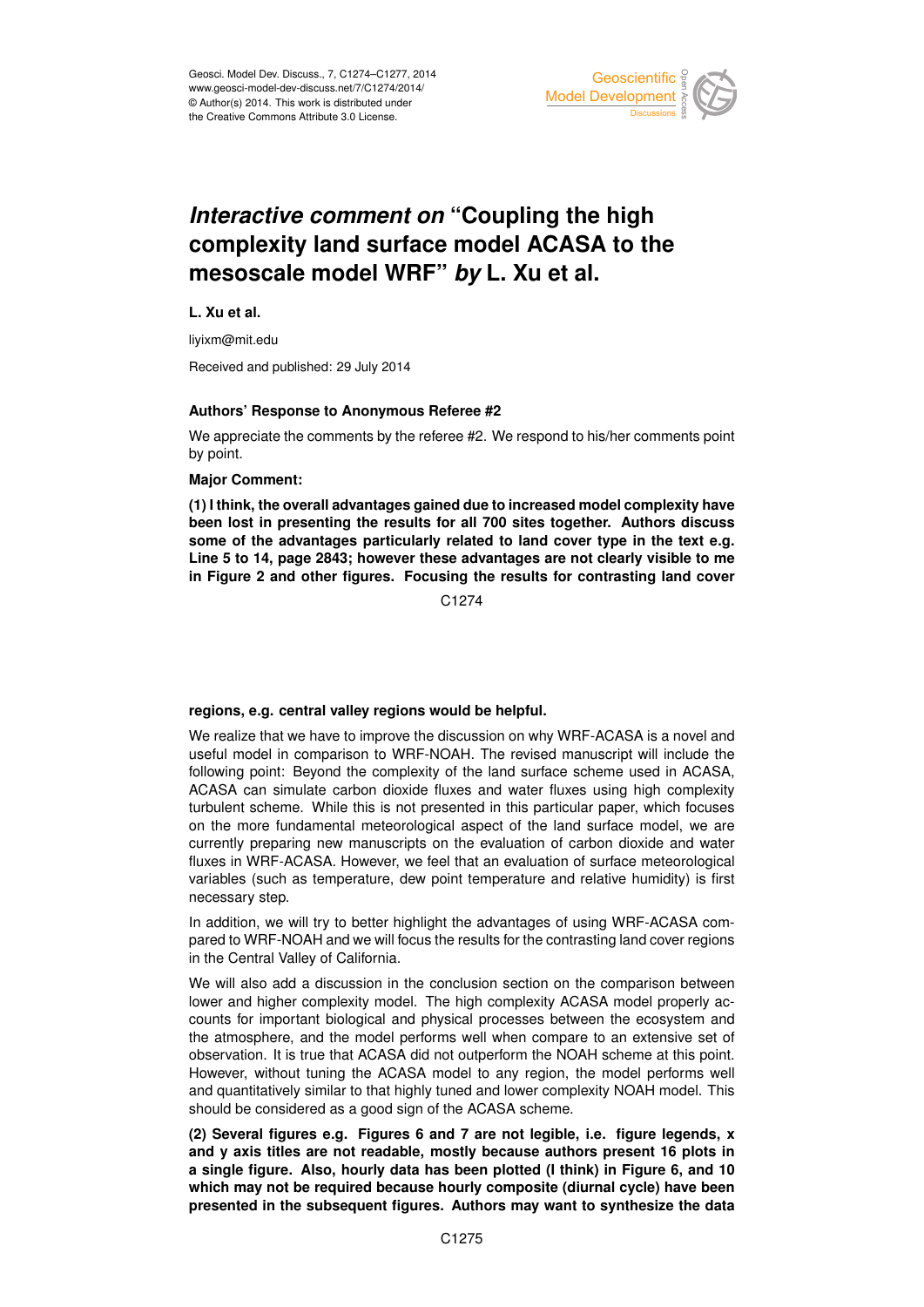# *Interactive comment on* "Coupling the high complexity land surface model ACASA to the mesoscale model WRF" *by* L. Xu et al.

**L. Xu et al.**

liyixm@mit.edu

Received and published: 29 July 2014

**Authors' Response to Anonymous Referee #2**

We appreciate the comments by the referee #2. We respond to his/her comments point by point.

**Major Comment:**

**(1) I think, the overall advantages gained due to increased model complexity have been lost in presenting the results for all 700 sites together. Authors discuss some of the advantages particularly related to land cover type in the text e.g. Line 5 to 14, page 2843; however these advantages are not clearly visible to me in Figure 2 and other figures. Focusing the results for contrasting land cover regions, e.g. central valley regions would be helpful.**

We realize that we have to improve the discussion on why WRF-ACASA is a novel and useful model in comparison to WRF-NOAH. The revised manuscript will include the following point: Beyond the complexity of the land surface scheme used in ACASA, ACASA can simulate carbon dioxide fluxes and water fluxes using high complexity turbulent scheme. While this is not presented in this particular paper, which focuses on the more fundamental meteorological aspect of the land surface model, we are currently preparing new manuscripts on the evaluation of carbon dioxide and water fluxes in WRF-ACASA. However, we feel that an evaluation of surface meteorological variables (such as temperature, dew point temperature and relative humidity) is first necessary step.

In addition, we will try to better highlight the advantages of using WRF-ACASA compared to WRF-NOAH and we will focus the results for the contrasting land cover regions in the Central Valley of California.

We will also add a discussion in the conclusion section on the comparison between lower and higher complexity model. The high complexity ACASA model properly accounts for important biological and physical processes between the ecosystem and the atmosphere, and the model performs well when compare to an extensive set of observation. It is true that ACASA did not outperform the NOAH scheme at this point. However, without tuning the ACASA model to any region, the model performs well and quantitatively similar to that highly tuned and lower complexity NOAH model. This should be considered as a good sign of the ACASA scheme.

**(2) Several figures e.g. Figures 6 and 7 are not legible, i.e. figure legends, x and y axis titles are not readable, mostly because authors present 16 plots in a single figure. Also, hourly data has been plotted (I think) in Figure 6, and 10 which may not be required because hourly composite (diurnal cycle) have been presented in the subsequent figures. Authors may want to synthesize the data**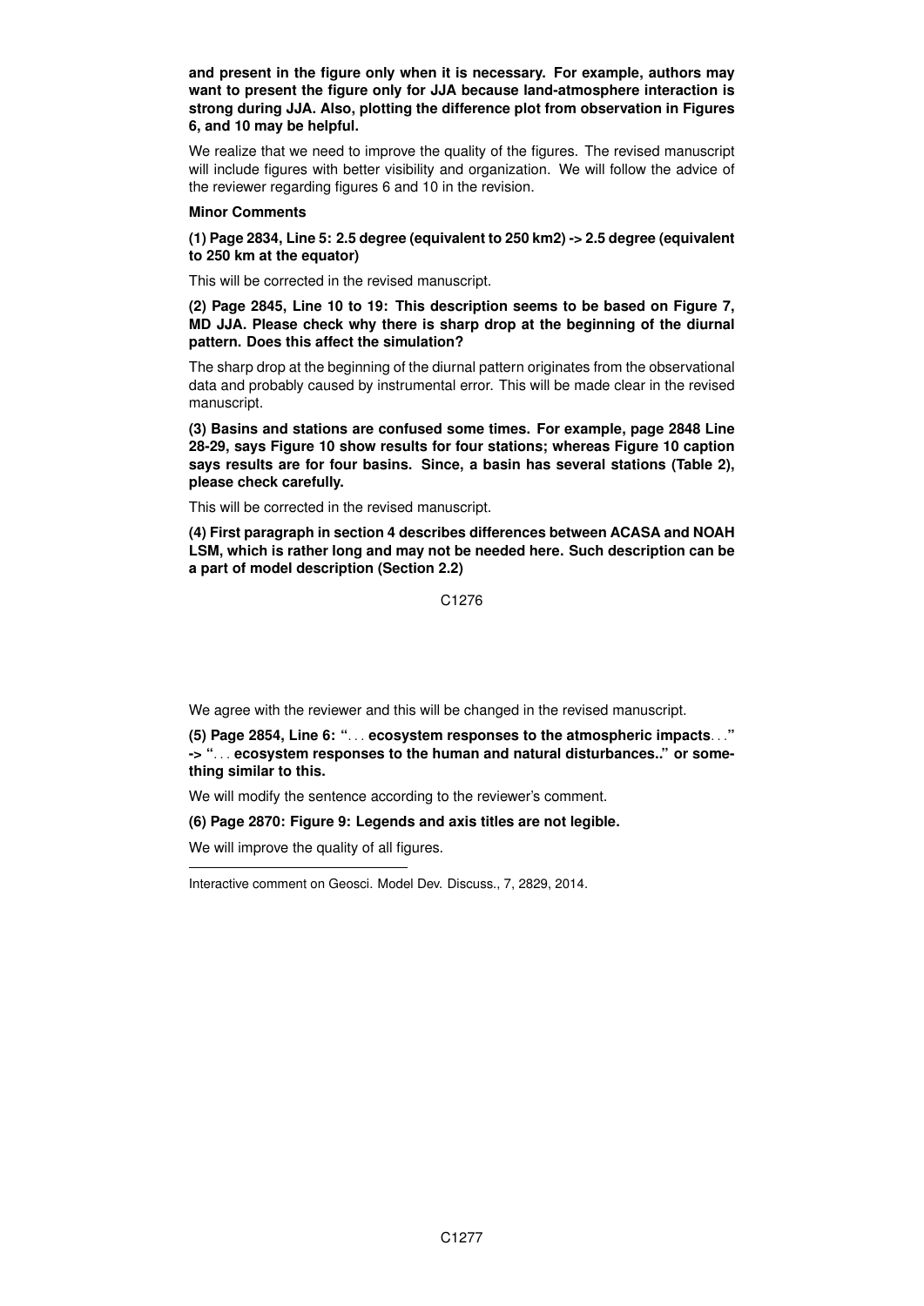**and present in the figure only when it is necessary. For example, authors may want to present the figure only for JJA because land-atmosphere interaction is strong during JJA. Also, plotting the difference plot from observation in Figures 6, and 10 may be helpful.**

We realize that we need to improve the quality of the figures. The revised manuscript will include figures with better visibility and organization. We will follow the advice of the reviewer regarding figures 6 and 10 in the revision.

**Minor Comments**

**(1) Page 2834, Line 5: 2.5 degree (equivalent to 250 km2) -> 2.5 degree (equivalent to 250 km at the equator)**

This will be corrected in the revised manuscript.

**(2) Page 2845, Line 10 to 19: This description seems to be based on Figure 7, MD JJA. Please check why there is sharp drop at the beginning of the diurnal pattern. Does this affect the simulation?**

The sharp drop at the beginning of the diurnal pattern originates from the observational data and probably caused by instrumental error. This will be made clear in the revised manuscript.

**(3) Basins and stations are confused some times. For example, page 2848 Line 28-29, says Figure 10 show results for four stations; whereas Figure 10 caption says results are for four basins. Since, a basin has several stations (Table 2), please check carefully.**

This will be corrected in the revised manuscript.

**(4) First paragraph in section 4 describes differences between ACASA and NOAH LSM, which is rather long and may not be needed here. Such description can be a part of model description (Section 2.2)**

We agree with the reviewer and this will be changed in the revised manuscript.

**(5) Page 2854, Line 6: "... ecosystem responses to the atmospheric impacts..." -> "... ecosystem responses to the human and natural disturbances.." or something similar to this.**

We will modify the sentence according to the reviewer's comment.

**(6) Page 2870: Figure 9: Legends and axis titles are not legible.**

We will improve the quality of all figures.

---

Interactive comment on Geosci. Model Dev. Discuss., 7, 2829, 2014.